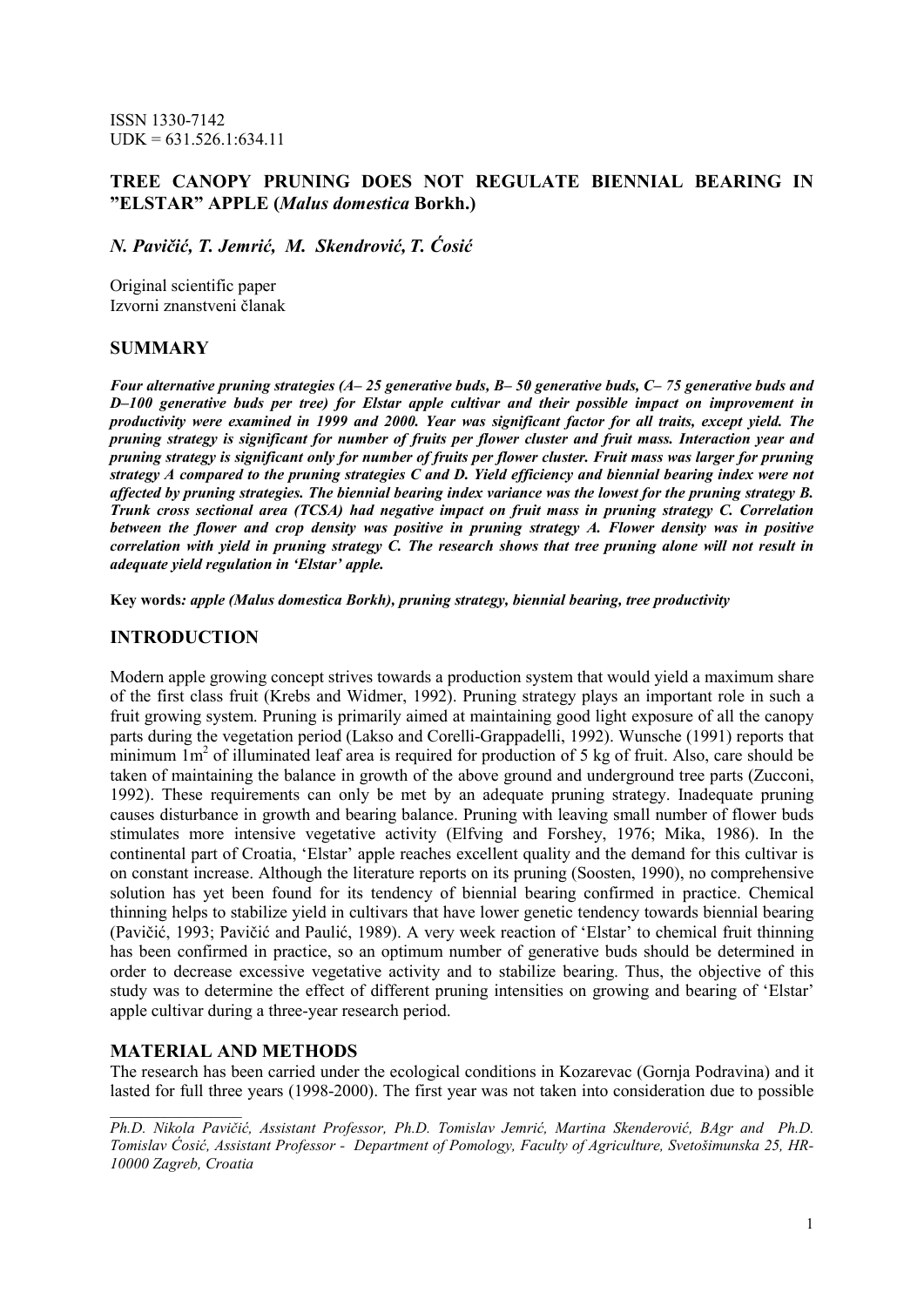ISSN 1330-7142
UDK = 631.526.1:634.11

## TREE CANOPY PRUNING DOES NOT REGULATE BIENNIAL BEARING IN "ELSTAR" APPLE (*Malus domestica* Borkh.)

***N. Pavičić, T. Jemrić, M. Skendrović, T. Ćosić***

Original scientific paper
Izvorni znanstveni članak

## SUMMARY

***Four alternative pruning strategies (A– 25 generative buds, B– 50 generative buds, C– 75 generative buds and D–100 generative buds per tree) for Elstar apple cultivar and their possible impact on improvement in productivity were examined in 1999 and 2000. Year was significant factor for all traits, except yield. The pruning strategy is significant for number of fruits per flower cluster and fruit mass. Interaction year and pruning strategy is significant only for number of fruits per flower cluster. Fruit mass was larger for pruning strategy A compared to the pruning strategies C and D. Yield efficiency and biennial bearing index were not affected by pruning strategies. The biennial bearing index variance was the lowest for the pruning strategy B. Trunk cross sectional area (TCSA) had negative impact on fruit mass in pruning strategy C. Correlation between the flower and crop density was positive in pruning strategy A. Flower density was in positive correlation with yield in pruning strategy C. The research shows that tree pruning alone will not result in adequate yield regulation in 'Elstar' apple.***

**Key words***: apple (Malus domestica Borkh), pruning strategy, biennial bearing, tree productivity*

## INTRODUCTION

Modern apple growing concept strives towards a production system that would yield a maximum share of the first class fruit (Krebs and Widmer, 1992). Pruning strategy plays an important role in such a fruit growing system. Pruning is primarily aimed at maintaining good light exposure of all the canopy parts during the vegetation period (Lakso and Corelli-Grappadelli, 1992). Wunsche (1991) reports that minimum $1m^2$ of illuminated leaf area is required for production of 5 kg of fruit. Also, care should be taken of maintaining the balance in growth of the above ground and underground tree parts (Zucconi, 1992). These requirements can only be met by an adequate pruning strategy. Inadequate pruning causes disturbance in growth and bearing balance. Pruning with leaving small number of flower buds stimulates more intensive vegetative activity (Elfving and Forshey, 1976; Mika, 1986). In the continental part of Croatia, 'Elstar' apple reaches excellent quality and the demand for this cultivar is on constant increase. Although the literature reports on its pruning (Soosten, 1990), no comprehensive solution has yet been found for its tendency of biennial bearing confirmed in practice. Chemical thinning helps to stabilize yield in cultivars that have lower genetic tendency towards biennial bearing (Pavičić, 1993; Pavičić and Paulić, 1989). A very week reaction of 'Elstar' to chemical fruit thinning has been confirmed in practice, so an optimum number of generative buds should be determined in order to decrease excessive vegetative activity and to stabilize bearing. Thus, the objective of this study was to determine the effect of different pruning intensities on growing and bearing of 'Elstar' apple cultivar during a three-year research period.

## MATERIAL AND METHODS

The research has been carried under the ecological conditions in Kozarevac (Gornja Podravina) and it lasted for full three years (1998-2000). The first year was not taken into consideration due to possible

---

*Ph.D. Nikola Pavičić, Assistant Professor, Ph.D. Tomislav Jemrić, Martina Skenderović, BAgr and Ph.D. Tomislav Ćosić, Assistant Professor - Department of Pomology, Faculty of Agriculture, Svetošimunska 25, HR-10000 Zagreb, Croatia*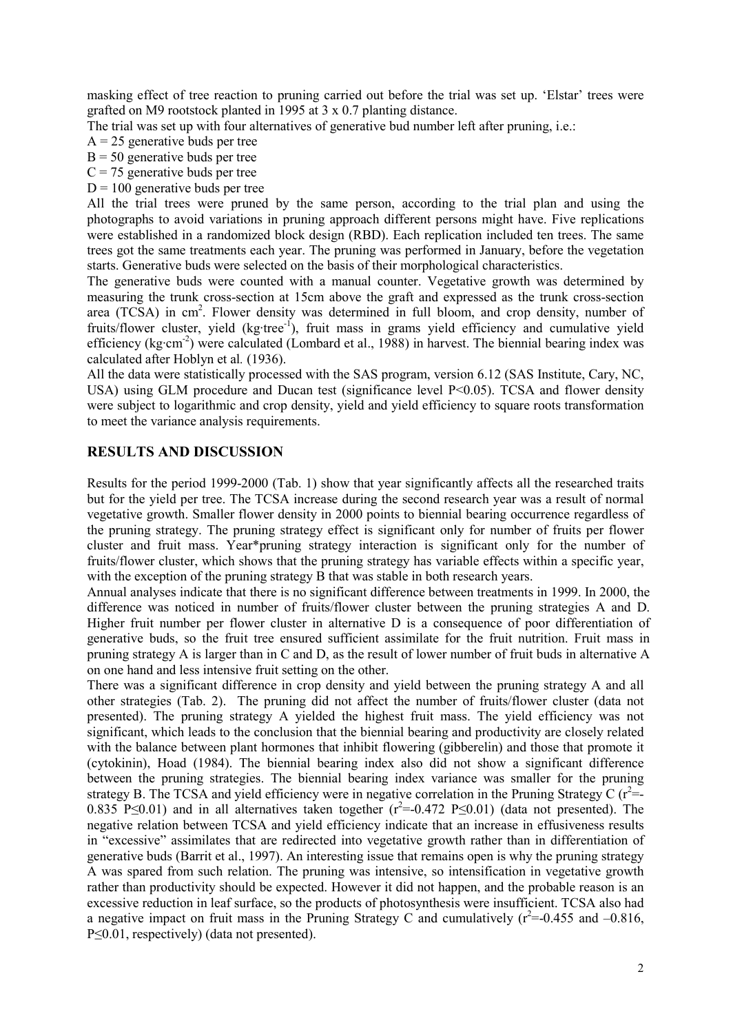masking effect of tree reaction to pruning carried out before the trial was set up. 'Elstar' trees were grafted on M9 rootstock planted in 1995 at 3 x 0.7 planting distance.

The trial was set up with four alternatives of generative bud number left after pruning, i.e.:

A = 25 generative buds per tree
B = 50 generative buds per tree
C = 75 generative buds per tree
D = 100 generative buds per tree

All the trial trees were pruned by the same person, according to the trial plan and using the photographs to avoid variations in pruning approach different persons might have. Five replications were established in a randomized block design (RBD). Each replication included ten trees. The same trees got the same treatments each year. The pruning was performed in January, before the vegetation starts. Generative buds were selected on the basis of their morphological characteristics.

The generative buds were counted with a manual counter. Vegetative growth was determined by measuring the trunk cross-section at 15cm above the graft and expressed as the trunk cross-section area (TCSA) in $cm^2$. Flower density was determined in full bloom, and crop density, number of fruits/flower cluster, yield ($kg \cdot tree^{-1}$), fruit mass in grams yield efficiency and cumulative yield efficiency ($kg \cdot cm^{-2}$) were calculated (Lombard et al., 1988) in harvest. The biennial bearing index was calculated after Hoblyn et al*.* (1936).

All the data were statistically processed with the SAS program, version 6.12 (SAS Institute, Cary, NC, USA) using GLM procedure and Ducan test (significance level $P<0.05$). TCSA and flower density were subject to logarithmic and crop density, yield and yield efficiency to square roots transformation to meet the variance analysis requirements.

## RESULTS AND DISCUSSION

Results for the period 1999-2000 (Tab. 1) show that year significantly affects all the researched traits but for the yield per tree. The TCSA increase during the second research year was a result of normal vegetative growth. Smaller flower density in 2000 points to biennial bearing occurrence regardless of the pruning strategy. The pruning strategy effect is significant only for number of fruits per flower cluster and fruit mass. Year\*pruning strategy interaction is significant only for the number of fruits/flower cluster, which shows that the pruning strategy has variable effects within a specific year, with the exception of the pruning strategy B that was stable in both research years.

Annual analyses indicate that there is no significant difference between treatments in 1999. In 2000, the difference was noticed in number of fruits/flower cluster between the pruning strategies A and D. Higher fruit number per flower cluster in alternative D is a consequence of poor differentiation of generative buds, so the fruit tree ensured sufficient assimilate for the fruit nutrition. Fruit mass in pruning strategy A is larger than in C and D, as the result of lower number of fruit buds in alternative A on one hand and less intensive fruit setting on the other.

There was a significant difference in crop density and yield between the pruning strategy A and all other strategies (Tab. 2). The pruning did not affect the number of fruits/flower cluster (data not presented). The pruning strategy A yielded the highest fruit mass. The yield efficiency was not significant, which leads to the conclusion that the biennial bearing and productivity are closely related with the balance between plant hormones that inhibit flowering (gibberelin) and those that promote it (cytokinin), Hoad (1984). The biennial bearing index also did not show a significant difference between the pruning strategies. The biennial bearing index variance was smaller for the pruning strategy B. The TCSA and yield efficiency were in negative correlation in the Pruning Strategy C ($r^2$=-0.835 $P\leq0.01$) and in all alternatives taken together ($r^2$=-0.472 $P\leq0.01$) (data not presented). The negative relation between TCSA and yield efficiency indicate that an increase in effusiveness results in "excessive" assimilates that are redirected into vegetative growth rather than in differentiation of generative buds (Barrit et al., 1997). An interesting issue that remains open is why the pruning strategy A was spared from such relation. The pruning was intensive, so intensification in vegetative growth rather than productivity should be expected. However it did not happen, and the probable reason is an excessive reduction in leaf surface, so the products of photosynthesis were insufficient. TCSA also had a negative impact on fruit mass in the Pruning Strategy C and cumulatively ($r^2$=-0.455 and –0.816, $P\leq0.01$, respectively) (data not presented).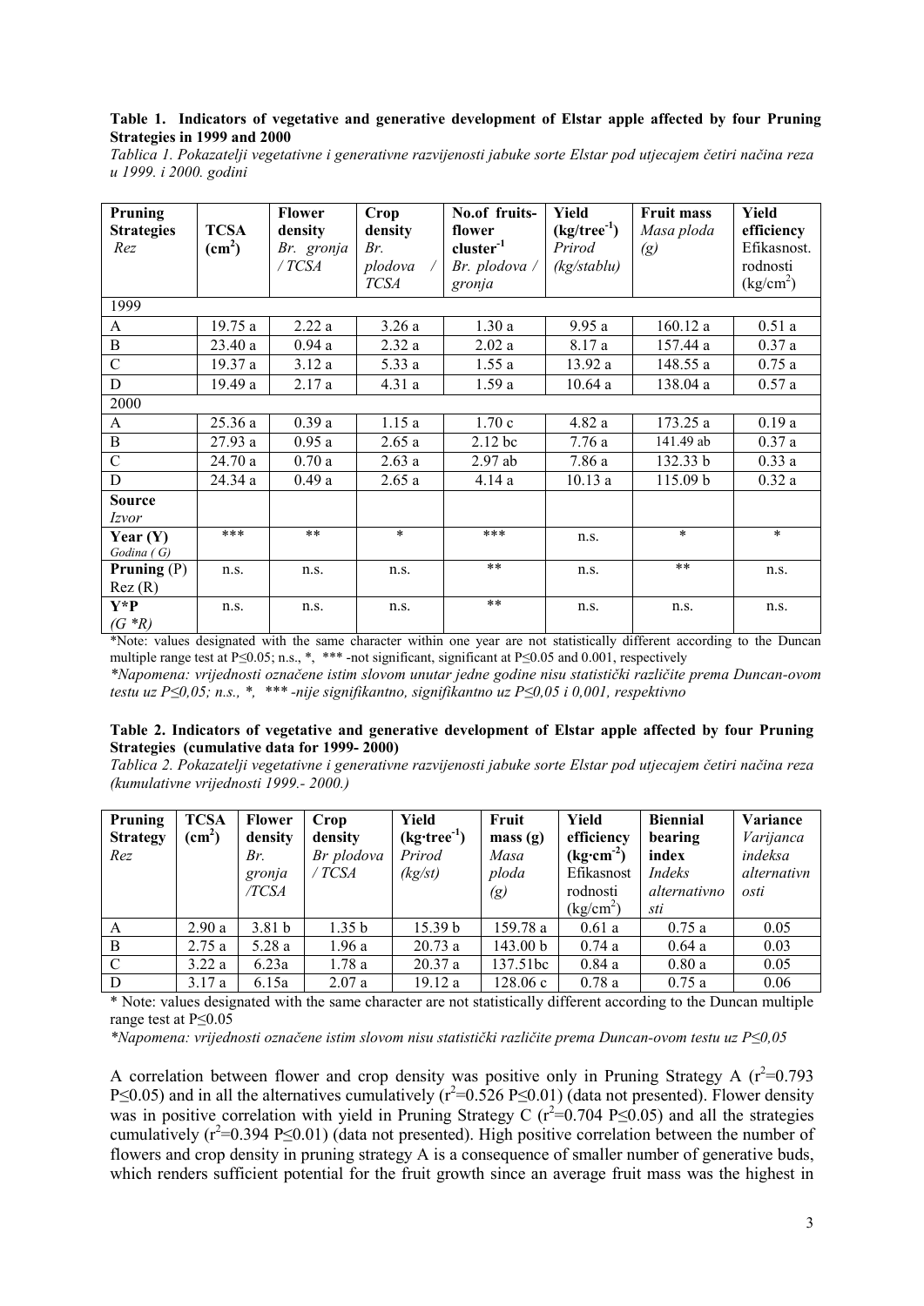**Table 1. Indicators of vegetative and generative development of Elstar apple affected by four Pruning Strategies in 1999 and 2000**

*Tablica 1. Pokazatelji vegetativne i generativne razvijenosti jabuke sorte Elstar pod utjecajem četiri načina reza u 1999. i 2000. godini*

| **Pruning Strategies** *Rez* | **TCSA ($cm^2$)** | **Flower density** *Br. gronja / TCSA* | **Crop density** *Br. plodova / TCSA* | **No.of fruits-flower cluster$^{-1}$** *Br. plodova / gronja* | **Yield ($kg/tree^{-1}$)** *Prirod (kg/stablu)* | **Fruit mass** *Masa ploda (g)* | **Yield efficiency** Efikasnost. rodnosti ($kg/cm^2$) |
|---|---|---|---|---|---|---|---|
| 1999 | | | | | | | |
| A | 19.75 a | 2.22 a | 3.26 a | 1.30 a | 9.95 a | 160.12 a | 0.51 a |
| B | 23.40 a | 0.94 a | 2.32 a | 2.02 a | 8.17 a | 157.44 a | 0.37 a |
| C | 19.37 a | 3.12 a | 5.33 a | 1.55 a | 13.92 a | 148.55 a | 0.75 a |
| D | 19.49 a | 2.17 a | 4.31 a | 1.59 a | 10.64 a | 138.04 a | 0.57 a |
| 2000 | | | | | | | |
| A | 25.36 a | 0.39 a | 1.15 a | 1.70 c | 4.82 a | 173.25 a | 0.19 a |
| B | 27.93 a | 0.95 a | 2.65 a | 2.12 bc | 7.76 a | 141.49 ab | 0.37 a |
| C | 24.70 a | 0.70 a | 2.63 a | 2.97 ab | 7.86 a | 132.33 b | 0.33 a |
| D | 24.34 a | 0.49 a | 2.65 a | 4.14 a | 10.13 a | 115.09 b | 0.32 a |
| **Source** *Izvor* | | | | | | | |
| **Year (Y)** *Godina ( G)* | *** | ** | * | *** | n.s. | * | * |
| **Pruning** (P) Rez (R) | n.s. | n.s. | n.s. | ** | n.s. | ** | n.s. |
| **Y*P** *(G *R)* | n.s. | n.s. | n.s. | ** | n.s. | n.s. | n.s. |

*Note: values designated with the same character within one year are not statistically different according to the Duncan multiple range test at $P \leq 0.05$; n.s., *, *** -not significant, significant at $P \leq 0.05$ and 0.001, respectively

*\*Napomena: vrijednosti označene istim slovom unutar jedne godine nisu statistički različite prema Duncan-ovom testu uz $P \leq 0{,}05$; n.s., \*, \*\*\* -nije signifikantno, signifikantno uz $P \leq 0{,}05$ i 0,001, respektivno*

**Table 2. Indicators of vegetative and generative development of Elstar apple affected by four Pruning Strategies (cumulative data for 1999- 2000)**

*Tablica 2. Pokazatelji vegetativne i generativne razvijenosti jabuke sorte Elstar pod utjecajem četiri načina reza (kumulativne vrijednosti 1999.- 2000.)*

| **Pruning Strategy** *Rez* | **TCSA ($cm^2$)** | **Flower density** *Br. gronja /TCSA* | **Crop density** *Br plodova / TCSA* | **Yield ($kg \cdot tree^{-1}$)** *Prirod (kg/st)* | **Fruit mass (g)** *Masa ploda (g)* | **Yield efficiency ($kg \cdot cm^{-2}$)** Efikasnost rodnosti ($kg/cm^2$) | **Biennial bearing index** *Indeks alternativnosti* | **Variance** *Varijanca indeksa alternativnosti* |
|---|---|---|---|---|---|---|---|---|
| A | 2.90 a | 3.81 b | 1.35 b | 15.39 b | 159.78 a | 0.61 a | 0.75 a | 0.05 |
| B | 2.75 a | 5.28 a | 1.96 a | 20.73 a | 143.00 b | 0.74 a | 0.64 a | 0.03 |
| C | 3.22 a | 6.23a | 1.78 a | 20.37 a | 137.51bc | 0.84 a | 0.80 a | 0.05 |
| D | 3.17 a | 6.15a | 2.07 a | 19.12 a | 128.06 c | 0.78 a | 0.75 a | 0.06 |

\* Note: values designated with the same character are not statistically different according to the Duncan multiple range test at $P \leq 0.05$

*\*Napomena: vrijednosti označene istim slovom nisu statistički različite prema Duncan-ovom testu uz $P \leq 0{,}05$*

A correlation between flower and crop density was positive only in Pruning Strategy A ($r^2$=0.793 $P \leq 0.05$) and in all the alternatives cumulatively ($r^2$=0.526 $P \leq 0.01$) (data not presented). Flower density was in positive correlation with yield in Pruning Strategy C ($r^2$=0.704 $P \leq 0.05$) and all the strategies cumulatively ($r^2$=0.394 $P \leq 0.01$) (data not presented). High positive correlation between the number of flowers and crop density in pruning strategy A is a consequence of smaller number of generative buds, which renders sufficient potential for the fruit growth since an average fruit mass was the highest in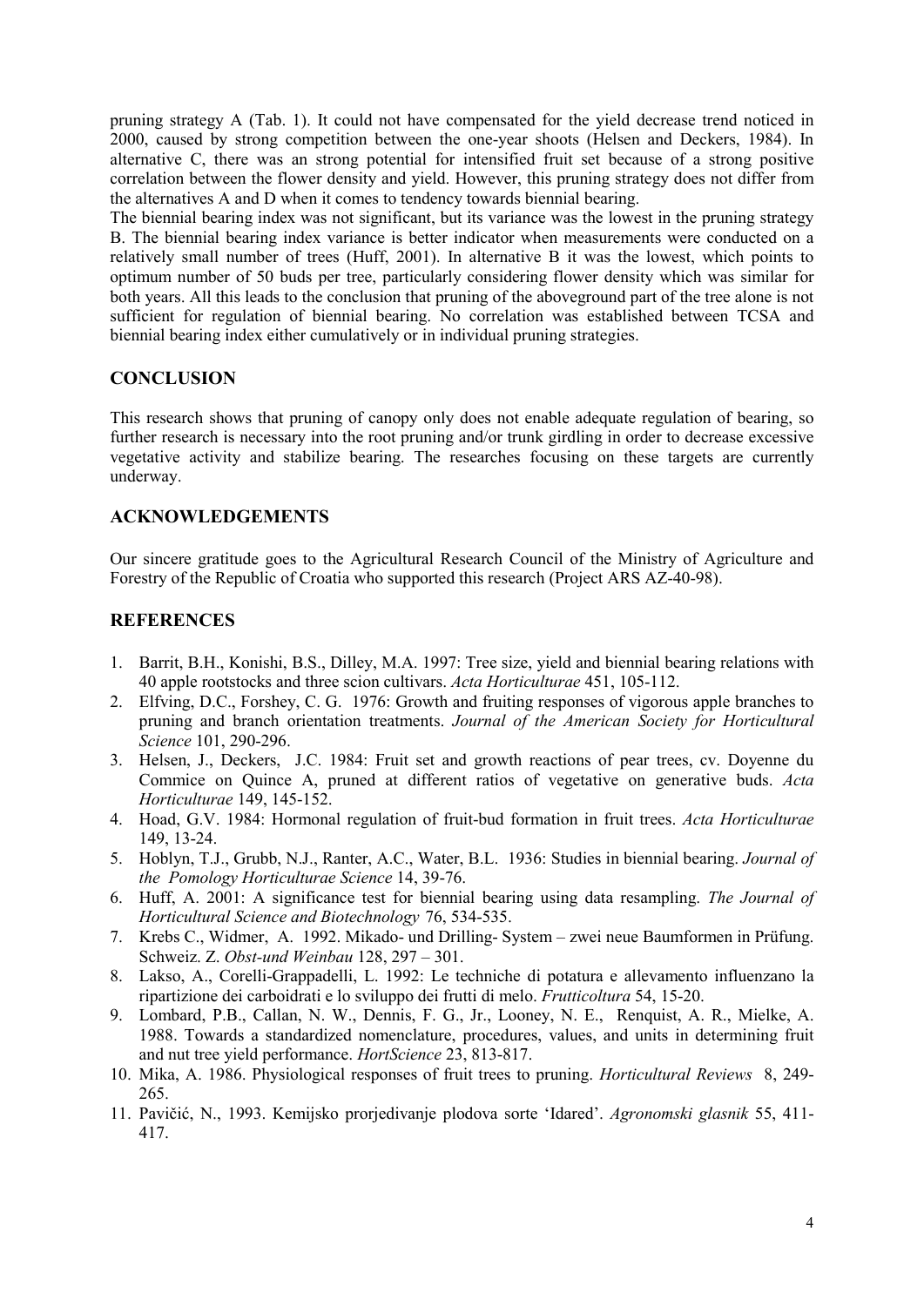pruning strategy A (Tab. 1). It could not have compensated for the yield decrease trend noticed in 2000, caused by strong competition between the one-year shoots (Helsen and Deckers, 1984). In alternative C, there was an strong potential for intensified fruit set because of a strong positive correlation between the flower density and yield. However, this pruning strategy does not differ from the alternatives A and D when it comes to tendency towards biennial bearing.

The biennial bearing index was not significant, but its variance was the lowest in the pruning strategy B. The biennial bearing index variance is better indicator when measurements were conducted on a relatively small number of trees (Huff, 2001). In alternative B it was the lowest, which points to optimum number of 50 buds per tree, particularly considering flower density which was similar for both years. All this leads to the conclusion that pruning of the aboveground part of the tree alone is not sufficient for regulation of biennial bearing. No correlation was established between TCSA and biennial bearing index either cumulatively or in individual pruning strategies.

## CONCLUSION

This research shows that pruning of canopy only does not enable adequate regulation of bearing, so further research is necessary into the root pruning and/or trunk girdling in order to decrease excessive vegetative activity and stabilize bearing. The researches focusing on these targets are currently underway.

## ACKNOWLEDGEMENTS

Our sincere gratitude goes to the Agricultural Research Council of the Ministry of Agriculture and Forestry of the Republic of Croatia who supported this research (Project ARS AZ-40-98).

## REFERENCES

1. Barrit, B.H., Konishi, B.S., Dilley, M.A. 1997: Tree size, yield and biennial bearing relations with 40 apple rootstocks and three scion cultivars. *Acta Horticulturae* 451, 105-112.
2. Elfving, D.C., Forshey, C. G. 1976: Growth and fruiting responses of vigorous apple branches to pruning and branch orientation treatments. *Journal of the American Society for Horticultural Science* 101, 290-296.
3. Helsen, J., Deckers, J.C. 1984: Fruit set and growth reactions of pear trees, cv. Doyenne du Commice on Quince A, pruned at different ratios of vegetative on generative buds. *Acta Horticulturae* 149, 145-152.
4. Hoad, G.V. 1984: Hormonal regulation of fruit-bud formation in fruit trees. *Acta Horticulturae* 149, 13-24.
5. Hoblyn, T.J., Grubb, N.J., Ranter, A.C., Water, B.L. 1936: Studies in biennial bearing. *Journal of the Pomology Horticulturae Science* 14, 39-76.
6. Huff, A. 2001: A significance test for biennial bearing using data resampling. *The Journal of Horticultural Science and Biotechnology* 76, 534-535.
7. Krebs C., Widmer, A. 1992. Mikado- und Drilling- System – zwei neue Baumformen in Prüfung. Schweiz. Z. *Obst-und Weinbau* 128, 297 – 301.
8. Lakso, A., Corelli-Grappadelli, L. 1992: Le techniche di potatura e allevamento influenzano la ripartizione dei carboidrati e lo sviluppo dei frutti di melo. *Frutticoltura* 54, 15-20.
9. Lombard, P.B., Callan, N. W., Dennis, F. G., Jr., Looney, N. E., Renquist, A. R., Mielke, A. 1988. Towards a standardized nomenclature, procedures, values, and units in determining fruit and nut tree yield performance. *HortScience* 23, 813-817.
10. Mika, A. 1986. Physiological responses of fruit trees to pruning. *Horticultural Reviews* 8, 249-265.
11. Pavičić, N., 1993. Kemijsko prorjedivanje plodova sorte 'Idared'. *Agronomski glasnik* 55, 411-417.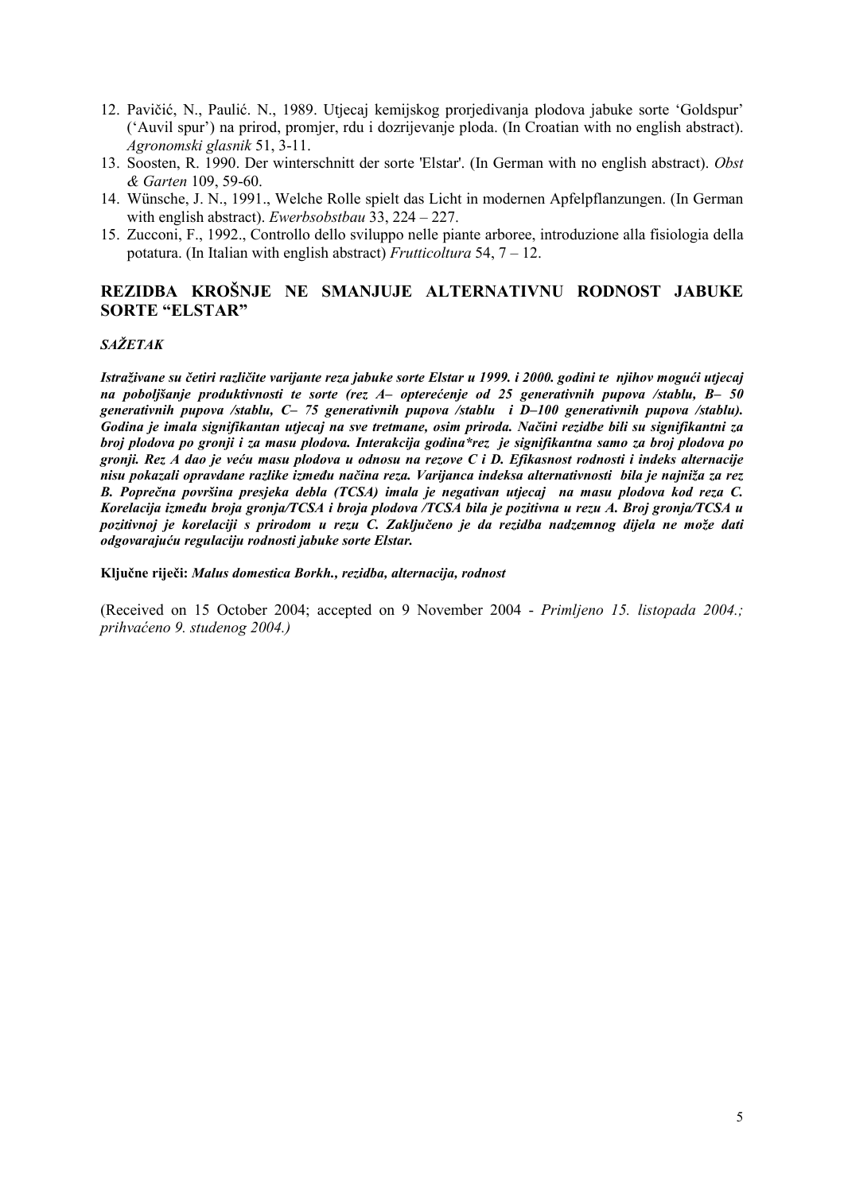12. Pavičić, N., Paulić. N., 1989. Utjecaj kemijskog prorjedivanja plodova jabuke sorte 'Goldspur' ('Auvil spur') na prirod, promjer, rdu i dozrijevanje ploda. (In Croatian with no english abstract). *Agronomski glasnik* 51, 3-11.
13. Soosten, R. 1990. Der winterschnitt der sorte 'Elstar'. (In German with no english abstract). *Obst & Garten* 109, 59-60.
14. Wünsche, J. N., 1991., Welche Rolle spielt das Licht in modernen Apfelpflanzungen. (In German with english abstract). *Ewerbsobstbau* 33, 224 – 227.
15. Zucconi, F., 1992., Controllo dello sviluppo nelle piante arboree, introduzione alla fisiologia della potatura. (In Italian with english abstract) *Frutticoltura* 54, 7 – 12.

## REZIDBA KROŠNJE NE SMANJUJE ALTERNATIVNU RODNOST JABUKE SORTE "ELSTAR"

### *SAŽETAK*

***Istraživane su četiri različite varijante reza jabuke sorte Elstar u 1999. i 2000. godini te njihov mogući utjecaj na poboljšanje produktivnosti te sorte (rez A– opterećenje od 25 generativnih pupova /stablu, B– 50 generativnih pupova /stablu, C– 75 generativnih pupova /stablu i D–100 generativnih pupova /stablu). Godina je imala signifikantan utjecaj na sve tretmane, osim priroda. Načini rezidbe bili su signifikantni za broj plodova po gronji i za masu plodova. Interakcija godina*rez je signifikantna samo za broj plodova po gronji. Rez A dao je veću masu plodova u odnosu na rezove C i D. Efikasnost rodnosti i indeks alternacije nisu pokazali opravdane razlike između načina reza. Varijanca indeksa alternativnosti bila je najniža za rez B. Poprečna površina presjeka debla (TCSA) imala je negativan utjecaj na masu plodova kod reza C. Korelacija između broja gronja/TCSA i broja plodova /TCSA bila je pozitivna u rezu A. Broj gronja/TCSA u pozitivnoj je korelaciji s prirodom u rezu C. Zaključeno je da rezidba nadzemnog dijela ne može dati odgovarajuću regulaciju rodnosti jabuke sorte Elstar.***

**Ključne riječi:** *Malus domestica Borkh., rezidba, alternacija, rodnost*

(Received on 15 October 2004; accepted on 9 November 2004 - *Primljeno 15. listopada 2004.; prihvaćeno 9. studenog 2004.)*